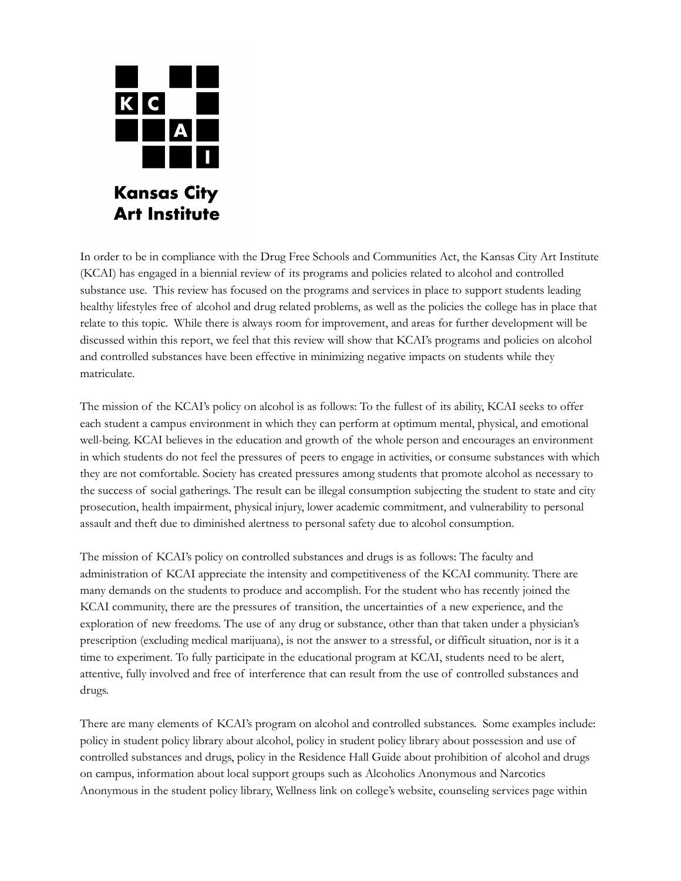Kansas City Art Institute

In order to be in compliance with the Drug Free Schools and Communities Act, the Kansas City Art Institute (KCAI) has engaged in a biennial review of its programs and policies related to alcohol and controlled substance use. This review has focused on the programs and services in place to support students leading healthy lifestyles free of alcohol and drug related problems, as well as the policies the college has in place that relate to this topic. While there is always room for improvement, and areas for further development will be discussed within this report, we feel that this review will show that KCAI's programs and policies on alcohol and controlled substances have been effective in minimizing negative impacts on students while they matriculate.

The mission of the KCAI's policy on alcohol is as follows: To the fullest of its ability, KCAI seeks to offer each student a campus environment in which they can perform at optimum mental, physical, and emotional well-being. KCAI believes in the education and growth of the whole person and encourages an environment in which students do not feel the pressures of peers to engage in activities, or consume substances with which they are not comfortable. Society has created pressures among students that promote alcohol as necessary to the success of social gatherings. The result can be illegal consumption subjecting the student to state and city prosecution, health impairment, physical injury, lower academic commitment, and vulnerability to personal assault and theft due to diminished alertness to personal safety due to alcohol consumption.

The mission of KCAI's policy on controlled substances and drugs is as follows: The faculty and administration of KCAI appreciate the intensity and competitiveness of the KCAI community. There are many demands on the students to produce and accomplish. For the student who has recently joined the KCAI community, there are the pressures of transition, the uncertainties of a new experience, and the exploration of new freedoms. The use of any drug or substance, other than that taken under a physician's prescription (excluding medical marijuana), is not the answer to a stressful, or difficult situation, nor is it a time to experiment. To fully participate in the educational program at KCAI, students need to be alert, attentive, fully involved and free of interference that can result from the use of controlled substances and drugs.

There are many elements of KCAI's program on alcohol and controlled substances. Some examples include: policy in student policy library about alcohol, policy in student policy library about possession and use of controlled substances and drugs, policy in the Residence Hall Guide about prohibition of alcohol and drugs on campus, information about local support groups such as Alcoholics Anonymous and Narcotics Anonymous in the student policy library, Wellness link on college's website, counseling services page within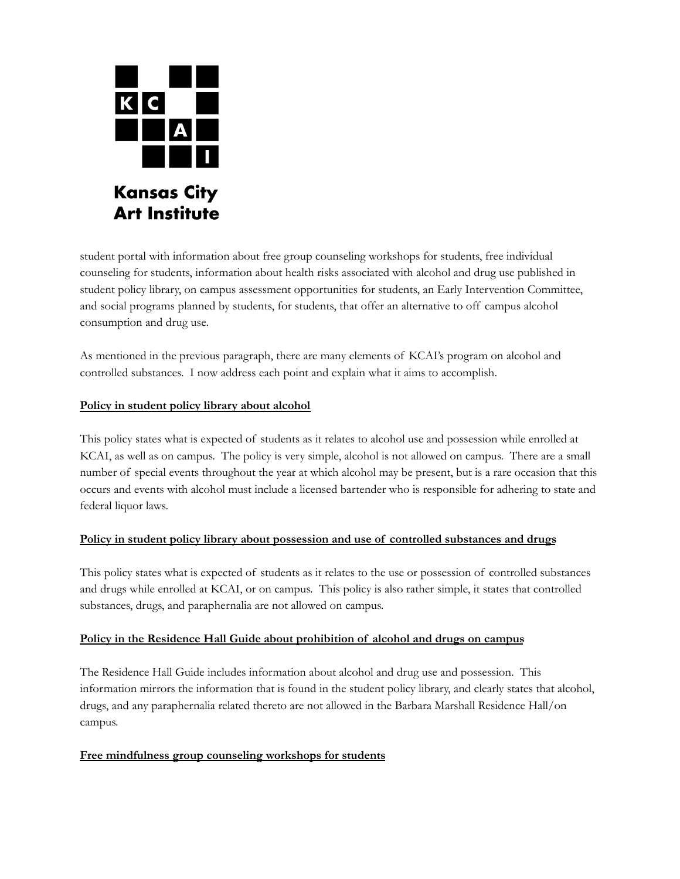student portal with information about free group counseling workshops for students, free individual counseling for students, information about health risks associated with alcohol and drug use published in student policy library, on campus assessment opportunities for students, an Early Intervention Committee, and social programs planned by students, for students, that offer an alternative to off campus alcohol consumption and drug use.

As mentioned in the previous paragraph, there are many elements of KCAI's program on alcohol and controlled substances. I now address each point and explain what it aims to accomplish.

**Policy in student policy library about alcohol**

This policy states what is expected of students as it relates to alcohol use and possession while enrolled at KCAI, as well as on campus. The policy is very simple, alcohol is not allowed on campus. There are a small number of special events throughout the year at which alcohol may be present, but is a rare occasion that this occurs and events with alcohol must include a licensed bartender who is responsible for adhering to state and federal liquor laws.

**Policy in student policy library about possession and use of controlled substances and drugs**

This policy states what is expected of students as it relates to the use or possession of controlled substances and drugs while enrolled at KCAI, or on campus. This policy is also rather simple, it states that controlled substances, drugs, and paraphernalia are not allowed on campus.

**Policy in the Residence Hall Guide about prohibition of alcohol and drugs on campus**

The Residence Hall Guide includes information about alcohol and drug use and possession. This information mirrors the information that is found in the student policy library, and clearly states that alcohol, drugs, and any paraphernalia related thereto are not allowed in the Barbara Marshall Residence Hall/on campus.

**Free mindfulness group counseling workshops for students**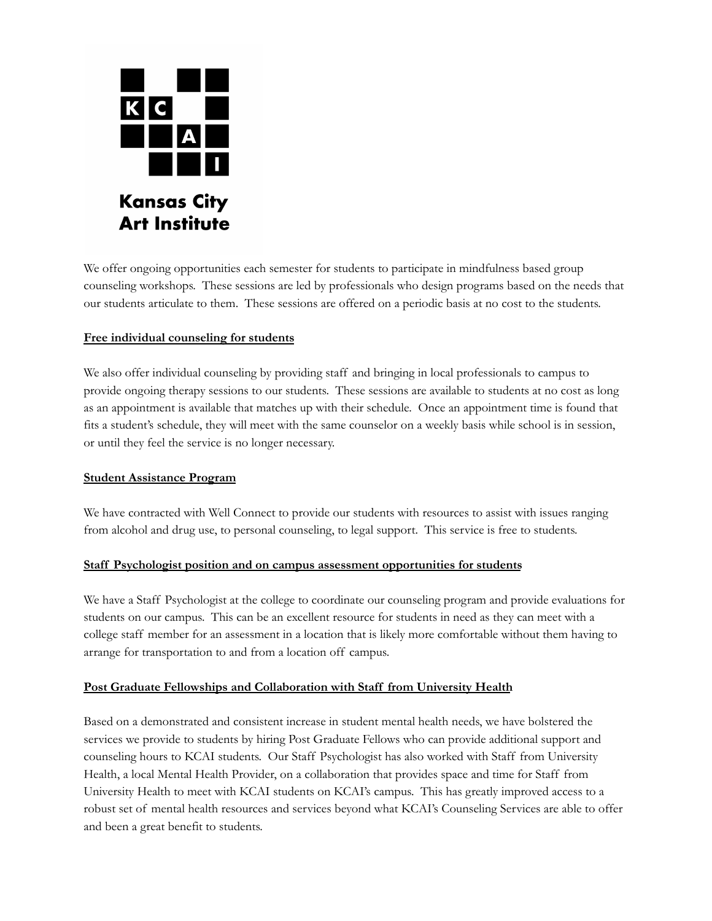We offer ongoing opportunities each semester for students to participate in mindfulness based group counseling workshops. These sessions are led by professionals who design programs based on the needs that our students articulate to them. These sessions are offered on a periodic basis at no cost to the students.

**Free individual counseling for students**

We also offer individual counseling by providing staff and bringing in local professionals to campus to provide ongoing therapy sessions to our students. These sessions are available to students at no cost as long as an appointment is available that matches up with their schedule. Once an appointment time is found that fits a student's schedule, they will meet with the same counselor on a weekly basis while school is in session, or until they feel the service is no longer necessary.

**Student Assistance Program**

We have contracted with Well Connect to provide our students with resources to assist with issues ranging from alcohol and drug use, to personal counseling, to legal support. This service is free to students.

**Staff Psychologist position and on campus assessment opportunities for students**

We have a Staff Psychologist at the college to coordinate our counseling program and provide evaluations for students on our campus. This can be an excellent resource for students in need as they can meet with a college staff member for an assessment in a location that is likely more comfortable without them having to arrange for transportation to and from a location off campus.

**Post Graduate Fellowships and Collaboration with Staff from University Health**

Based on a demonstrated and consistent increase in student mental health needs, we have bolstered the services we provide to students by hiring Post Graduate Fellows who can provide additional support and counseling hours to KCAI students. Our Staff Psychologist has also worked with Staff from University Health, a local Mental Health Provider, on a collaboration that provides space and time for Staff from University Health to meet with KCAI students on KCAI's campus. This has greatly improved access to a robust set of mental health resources and services beyond what KCAI's Counseling Services are able to offer and been a great benefit to students.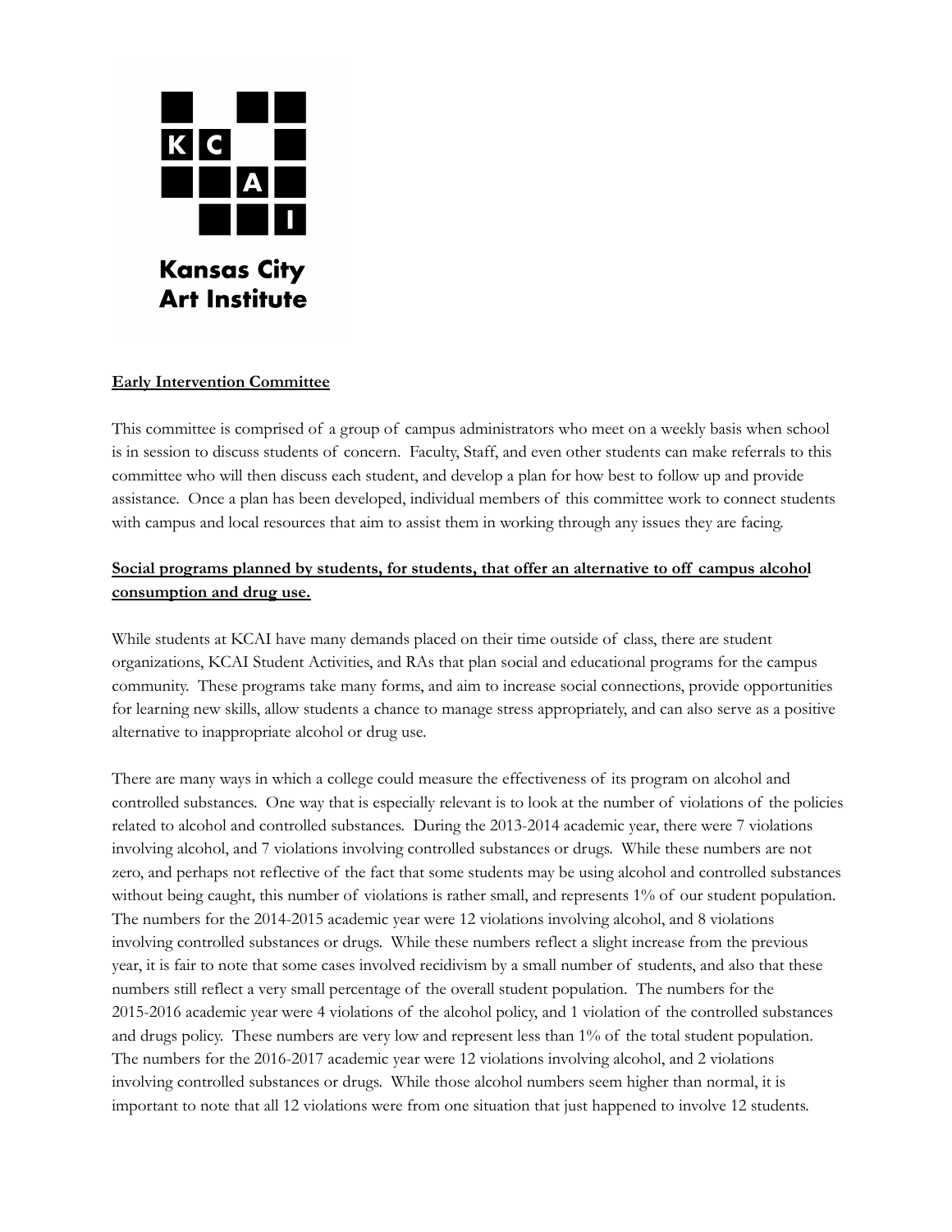**Early Intervention Committee**

This committee is comprised of a group of campus administrators who meet on a weekly basis when school is in session to discuss students of concern. Faculty, Staff, and even other students can make referrals to this committee who will then discuss each student, and develop a plan for how best to follow up and provide assistance. Once a plan has been developed, individual members of this committee work to connect students with campus and local resources that aim to assist them in working through any issues they are facing.

**Social programs planned by students, for students, that offer an alternative to off campus alcohol consumption and drug use.**

While students at KCAI have many demands placed on their time outside of class, there are student organizations, KCAI Student Activities, and RAs that plan social and educational programs for the campus community. These programs take many forms, and aim to increase social connections, provide opportunities for learning new skills, allow students a chance to manage stress appropriately, and can also serve as a positive alternative to inappropriate alcohol or drug use.

There are many ways in which a college could measure the effectiveness of its program on alcohol and controlled substances. One way that is especially relevant is to look at the number of violations of the policies related to alcohol and controlled substances. During the 2013-2014 academic year, there were 7 violations involving alcohol, and 7 violations involving controlled substances or drugs. While these numbers are not zero, and perhaps not reflective of the fact that some students may be using alcohol and controlled substances without being caught, this number of violations is rather small, and represents 1% of our student population. The numbers for the 2014-2015 academic year were 12 violations involving alcohol, and 8 violations involving controlled substances or drugs. While these numbers reflect a slight increase from the previous year, it is fair to note that some cases involved recidivism by a small number of students, and also that these numbers still reflect a very small percentage of the overall student population. The numbers for the 2015-2016 academic year were 4 violations of the alcohol policy, and 1 violation of the controlled substances and drugs policy. These numbers are very low and represent less than 1% of the total student population. The numbers for the 2016-2017 academic year were 12 violations involving alcohol, and 2 violations involving controlled substances or drugs. While those alcohol numbers seem higher than normal, it is important to note that all 12 violations were from one situation that just happened to involve 12 students.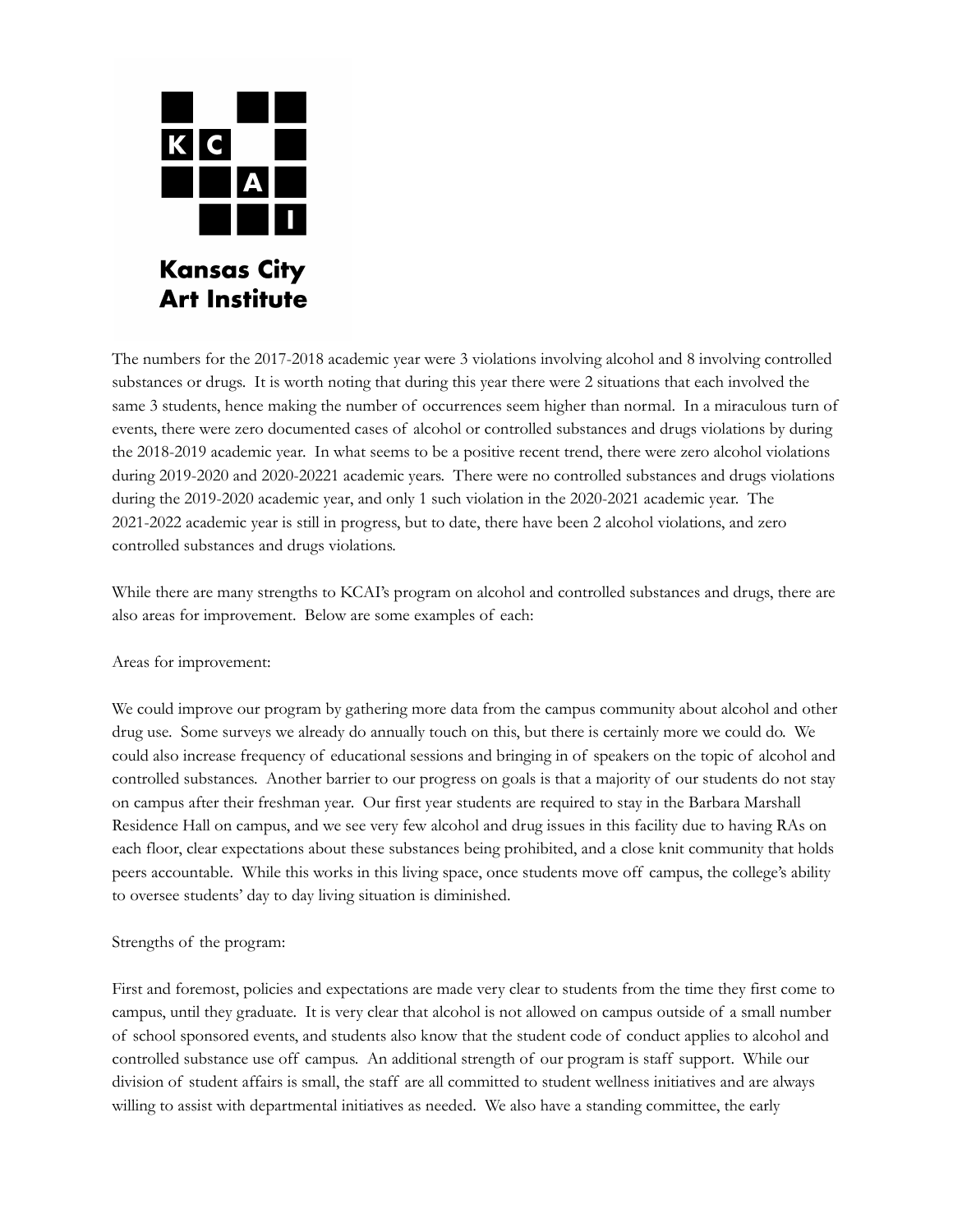The numbers for the 2017-2018 academic year were 3 violations involving alcohol and 8 involving controlled substances or drugs. It is worth noting that during this year there were 2 situations that each involved the same 3 students, hence making the number of occurrences seem higher than normal. In a miraculous turn of events, there were zero documented cases of alcohol or controlled substances and drugs violations by during the 2018-2019 academic year. In what seems to be a positive recent trend, there were zero alcohol violations during 2019-2020 and 2020-20221 academic years. There were no controlled substances and drugs violations during the 2019-2020 academic year, and only 1 such violation in the 2020-2021 academic year. The 2021-2022 academic year is still in progress, but to date, there have been 2 alcohol violations, and zero controlled substances and drugs violations.

While there are many strengths to KCAI's program on alcohol and controlled substances and drugs, there are also areas for improvement. Below are some examples of each:

Areas for improvement:

We could improve our program by gathering more data from the campus community about alcohol and other drug use. Some surveys we already do annually touch on this, but there is certainly more we could do. We could also increase frequency of educational sessions and bringing in of speakers on the topic of alcohol and controlled substances. Another barrier to our progress on goals is that a majority of our students do not stay on campus after their freshman year. Our first year students are required to stay in the Barbara Marshall Residence Hall on campus, and we see very few alcohol and drug issues in this facility due to having RAs on each floor, clear expectations about these substances being prohibited, and a close knit community that holds peers accountable. While this works in this living space, once students move off campus, the college's ability to oversee students' day to day living situation is diminished.

Strengths of the program:

First and foremost, policies and expectations are made very clear to students from the time they first come to campus, until they graduate. It is very clear that alcohol is not allowed on campus outside of a small number of school sponsored events, and students also know that the student code of conduct applies to alcohol and controlled substance use off campus. An additional strength of our program is staff support. While our division of student affairs is small, the staff are all committed to student wellness initiatives and are always willing to assist with departmental initiatives as needed. We also have a standing committee, the early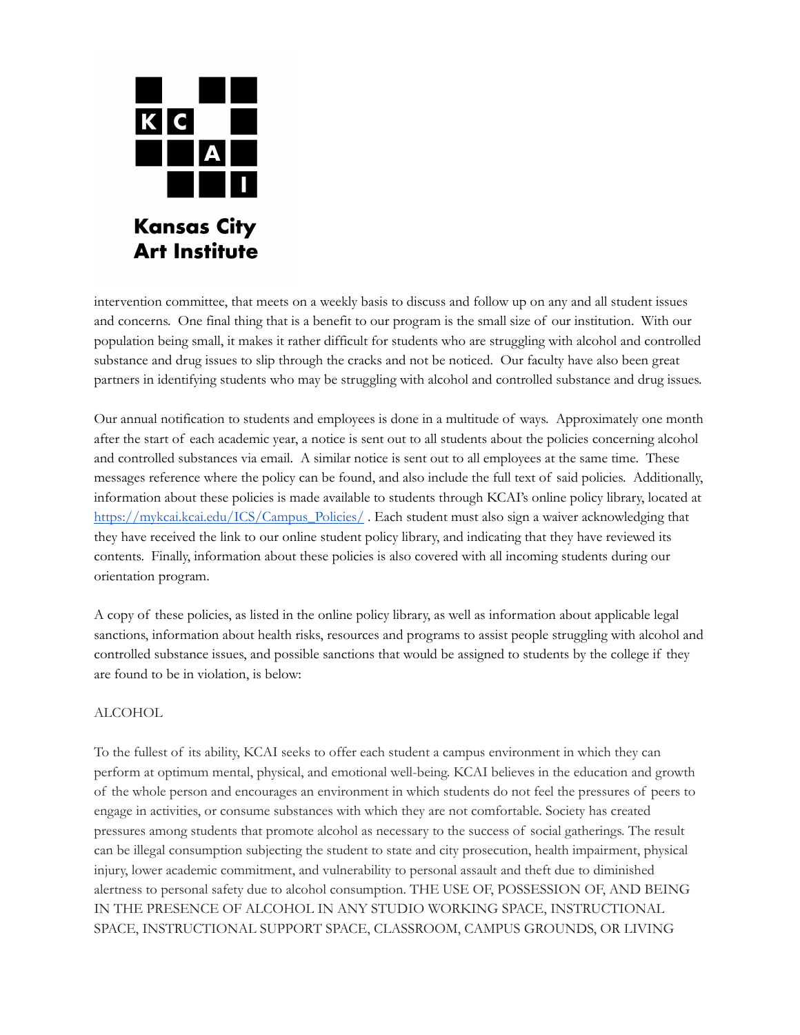intervention committee, that meets on a weekly basis to discuss and follow up on any and all student issues and concerns. One final thing that is a benefit to our program is the small size of our institution. With our population being small, it makes it rather difficult for students who are struggling with alcohol and controlled substance and drug issues to slip through the cracks and not be noticed. Our faculty have also been great partners in identifying students who may be struggling with alcohol and controlled substance and drug issues.

Our annual notification to students and employees is done in a multitude of ways. Approximately one month after the start of each academic year, a notice is sent out to all students about the policies concerning alcohol and controlled substances via email. A similar notice is sent out to all employees at the same time. These messages reference where the policy can be found, and also include the full text of said policies. Additionally, information about these policies is made available to students through KCAI's online policy library, located at [https://mykcai.kcai.edu/ICS/Campus_Policies/](https://mykcai.kcai.edu/ICS/Campus_Policies/) . Each student must also sign a waiver acknowledging that they have received the link to our online student policy library, and indicating that they have reviewed its contents. Finally, information about these policies is also covered with all incoming students during our orientation program.

A copy of these policies, as listed in the online policy library, as well as information about applicable legal sanctions, information about health risks, resources and programs to assist people struggling with alcohol and controlled substance issues, and possible sanctions that would be assigned to students by the college if they are found to be in violation, is below:

ALCOHOL

To the fullest of its ability, KCAI seeks to offer each student a campus environment in which they can perform at optimum mental, physical, and emotional well-being. KCAI believes in the education and growth of the whole person and encourages an environment in which students do not feel the pressures of peers to engage in activities, or consume substances with which they are not comfortable. Society has created pressures among students that promote alcohol as necessary to the success of social gatherings. The result can be illegal consumption subjecting the student to state and city prosecution, health impairment, physical injury, lower academic commitment, and vulnerability to personal assault and theft due to diminished alertness to personal safety due to alcohol consumption. THE USE OF, POSSESSION OF, AND BEING IN THE PRESENCE OF ALCOHOL IN ANY STUDIO WORKING SPACE, INSTRUCTIONAL SPACE, INSTRUCTIONAL SUPPORT SPACE, CLASSROOM, CAMPUS GROUNDS, OR LIVING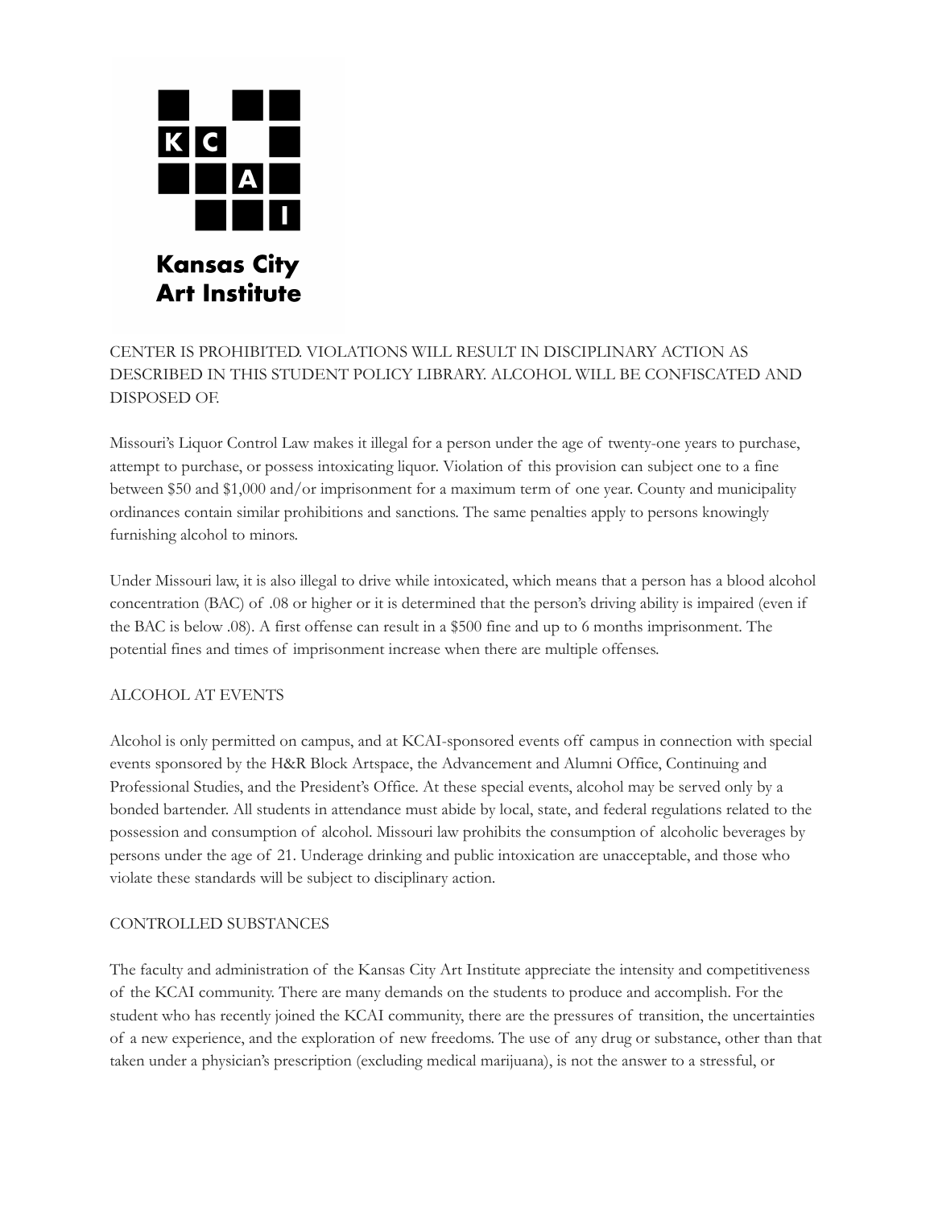CENTER IS PROHIBITED. VIOLATIONS WILL RESULT IN DISCIPLINARY ACTION AS DESCRIBED IN THIS STUDENT POLICY LIBRARY. ALCOHOL WILL BE CONFISCATED AND DISPOSED OF.

Missouri's Liquor Control Law makes it illegal for a person under the age of twenty-one years to purchase, attempt to purchase, or possess intoxicating liquor. Violation of this provision can subject one to a fine between $50 and $1,000 and/or imprisonment for a maximum term of one year. County and municipality ordinances contain similar prohibitions and sanctions. The same penalties apply to persons knowingly furnishing alcohol to minors.

Under Missouri law, it is also illegal to drive while intoxicated, which means that a person has a blood alcohol concentration (BAC) of .08 or higher or it is determined that the person's driving ability is impaired (even if the BAC is below .08). A first offense can result in a $500 fine and up to 6 months imprisonment. The potential fines and times of imprisonment increase when there are multiple offenses.

## ALCOHOL AT EVENTS

Alcohol is only permitted on campus, and at KCAI-sponsored events off campus in connection with special events sponsored by the H&R Block Artspace, the Advancement and Alumni Office, Continuing and Professional Studies, and the President's Office. At these special events, alcohol may be served only by a bonded bartender. All students in attendance must abide by local, state, and federal regulations related to the possession and consumption of alcohol. Missouri law prohibits the consumption of alcoholic beverages by persons under the age of 21. Underage drinking and public intoxication are unacceptable, and those who violate these standards will be subject to disciplinary action.

## CONTROLLED SUBSTANCES

The faculty and administration of the Kansas City Art Institute appreciate the intensity and competitiveness of the KCAI community. There are many demands on the students to produce and accomplish. For the student who has recently joined the KCAI community, there are the pressures of transition, the uncertainties of a new experience, and the exploration of new freedoms. The use of any drug or substance, other than that taken under a physician's prescription (excluding medical marijuana), is not the answer to a stressful, or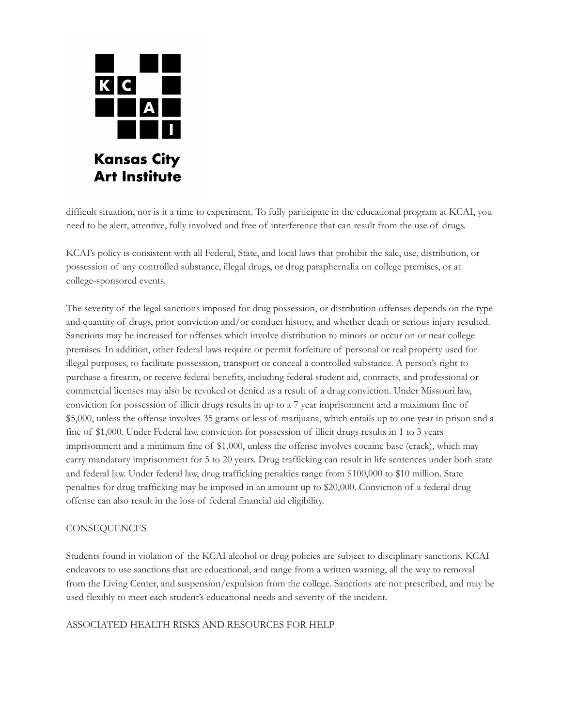difficult situation, nor is it a time to experiment. To fully participate in the educational program at KCAI, you need to be alert, attentive, fully involved and free of interference that can result from the use of drugs.

KCAI's policy is consistent with all Federal, State, and local laws that prohibit the sale, use, distribution, or possession of any controlled substance, illegal drugs, or drug paraphernalia on college premises, or at college-sponsored events.

The severity of the legal sanctions imposed for drug possession, or distribution offenses depends on the type and quantity of drugs, prior conviction and/or conduct history, and whether death or serious injury resulted. Sanctions may be increased for offenses which involve distribution to minors or occur on or near college premises. In addition, other federal laws require or permit forfeiture of personal or real property used for illegal purposes, to facilitate possession, transport or conceal a controlled substance. A person's right to purchase a firearm, or receive federal benefits, including federal student aid, contracts, and professional or commercial licenses may also be revoked or denied as a result of a drug conviction. Under Missouri law, conviction for possession of illicit drugs results in up to a 7 year imprisonment and a maximum fine of $5,000, unless the offense involves 35 grams or less of marijuana, which entails up to one year in prison and a fine of $1,000. Under Federal law, conviction for possession of illicit drugs results in 1 to 3 years imprisonment and a minimum fine of $1,000, unless the offense involves cocaine base (crack), which may carry mandatory imprisonment for 5 to 20 years. Drug trafficking can result in life sentences under both state and federal law. Under federal law, drug trafficking penalties range from $100,000 to $10 million. State penalties for drug trafficking may be imposed in an amount up to $20,000. Conviction of a federal drug offense can also result in the loss of federal financial aid eligibility.

## CONSEQUENCES

Students found in violation of the KCAI alcohol or drug policies are subject to disciplinary sanctions. KCAI endeavors to use sanctions that are educational, and range from a written warning, all the way to removal from the Living Center, and suspension/expulsion from the college. Sanctions are not prescribed, and may be used flexibly to meet each student's educational needs and severity of the incident.

## ASSOCIATED HEALTH RISKS AND RESOURCES FOR HELP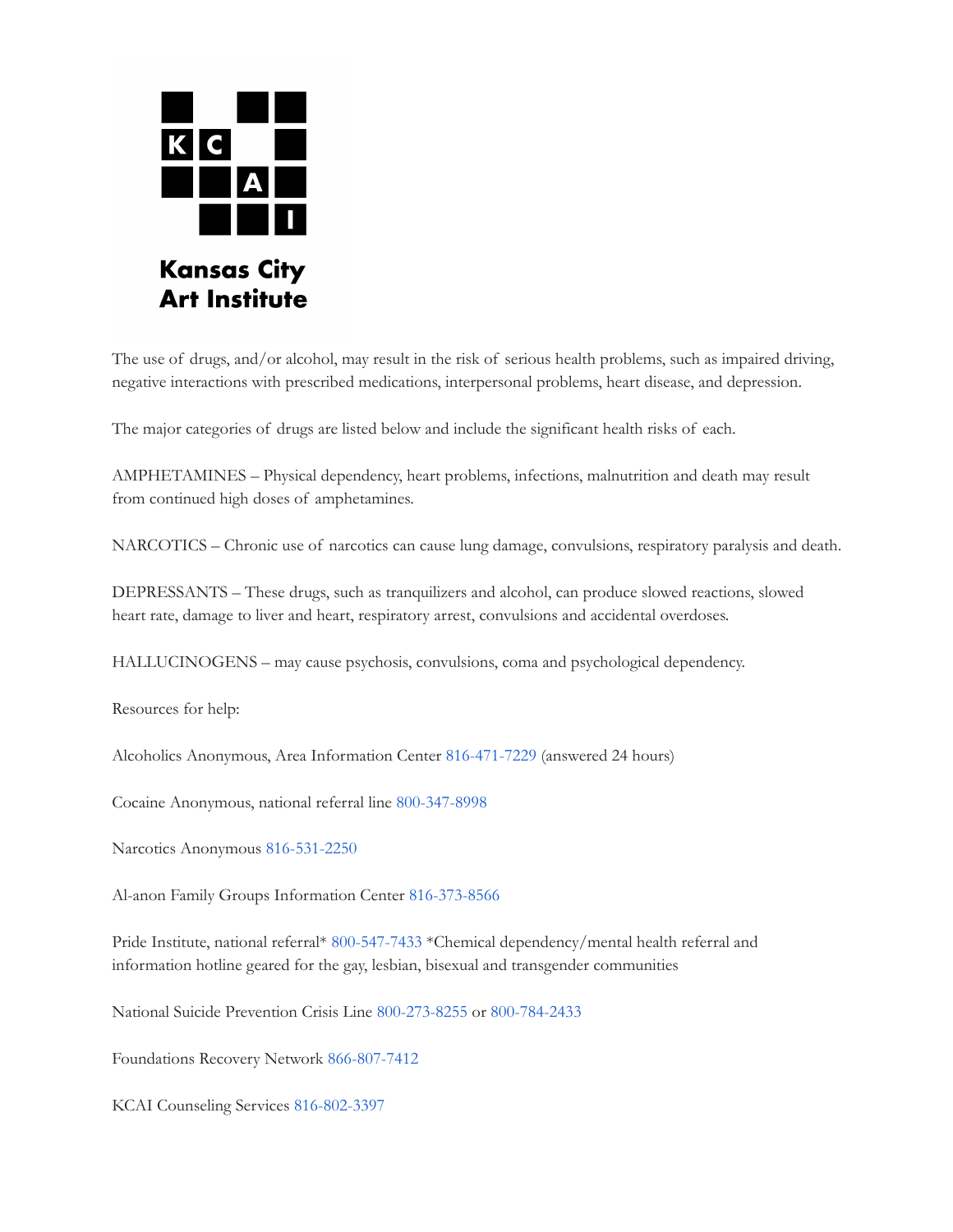Kansas City Art Institute

The use of drugs, and/or alcohol, may result in the risk of serious health problems, such as impaired driving, negative interactions with prescribed medications, interpersonal problems, heart disease, and depression.

The major categories of drugs are listed below and include the significant health risks of each.

AMPHETAMINES – Physical dependency, heart problems, infections, malnutrition and death may result from continued high doses of amphetamines.

NARCOTICS – Chronic use of narcotics can cause lung damage, convulsions, respiratory paralysis and death.

DEPRESSANTS – These drugs, such as tranquilizers and alcohol, can produce slowed reactions, slowed heart rate, damage to liver and heart, respiratory arrest, convulsions and accidental overdoses.

HALLUCINOGENS – may cause psychosis, convulsions, coma and psychological dependency.

Resources for help:

Alcoholics Anonymous, Area Information Center 816-471-7229 (answered 24 hours)

Cocaine Anonymous, national referral line 800-347-8998

Narcotics Anonymous 816-531-2250

Al-anon Family Groups Information Center 816-373-8566

Pride Institute, national referral* 800-547-7433 *Chemical dependency/mental health referral and information hotline geared for the gay, lesbian, bisexual and transgender communities

National Suicide Prevention Crisis Line 800-273-8255 or 800-784-2433

Foundations Recovery Network 866-807-7412

KCAI Counseling Services 816-802-3397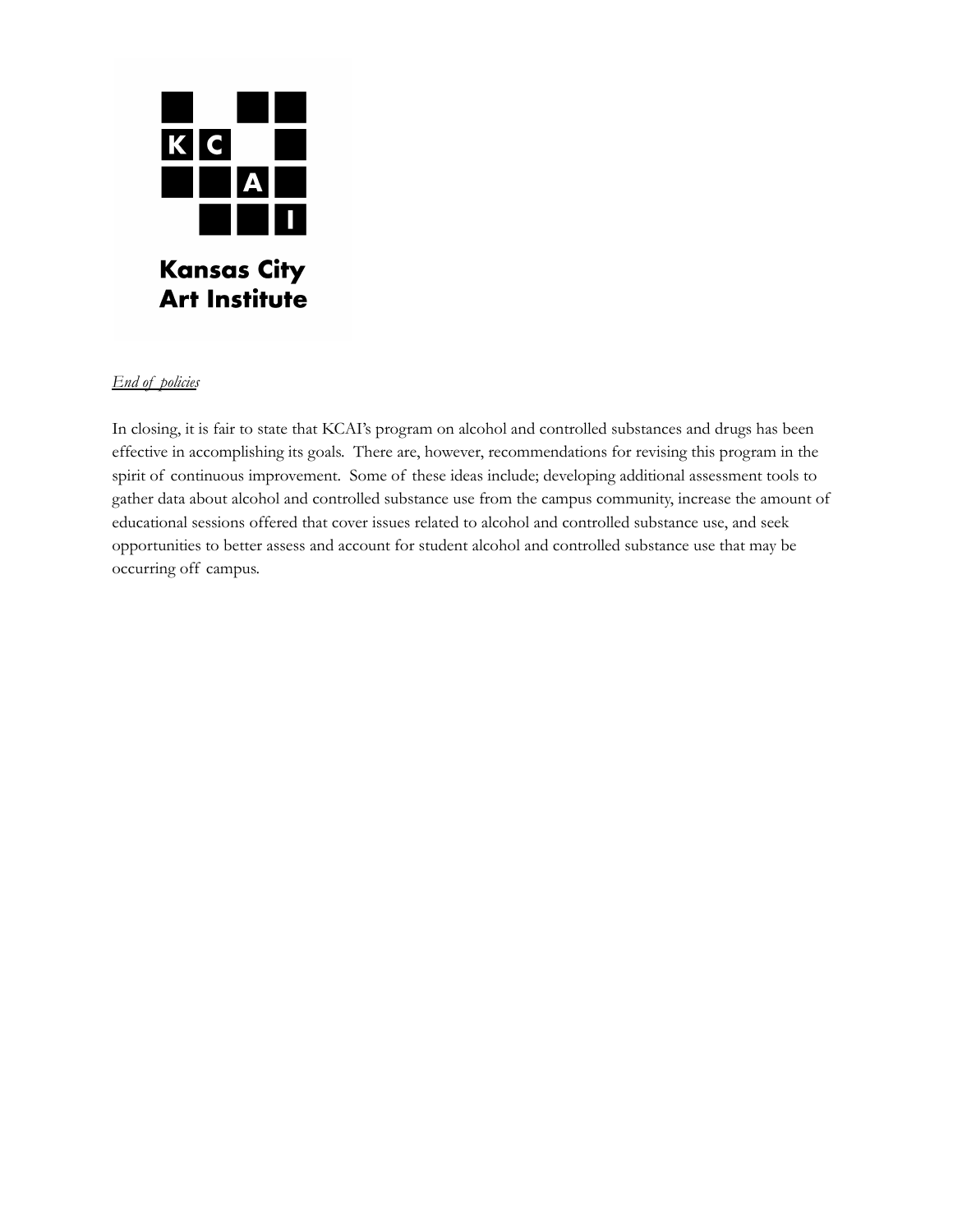*End of policies*

In closing, it is fair to state that KCAI's program on alcohol and controlled substances and drugs has been effective in accomplishing its goals. There are, however, recommendations for revising this program in the spirit of continuous improvement. Some of these ideas include; developing additional assessment tools to gather data about alcohol and controlled substance use from the campus community, increase the amount of educational sessions offered that cover issues related to alcohol and controlled substance use, and seek opportunities to better assess and account for student alcohol and controlled substance use that may be occurring off campus.